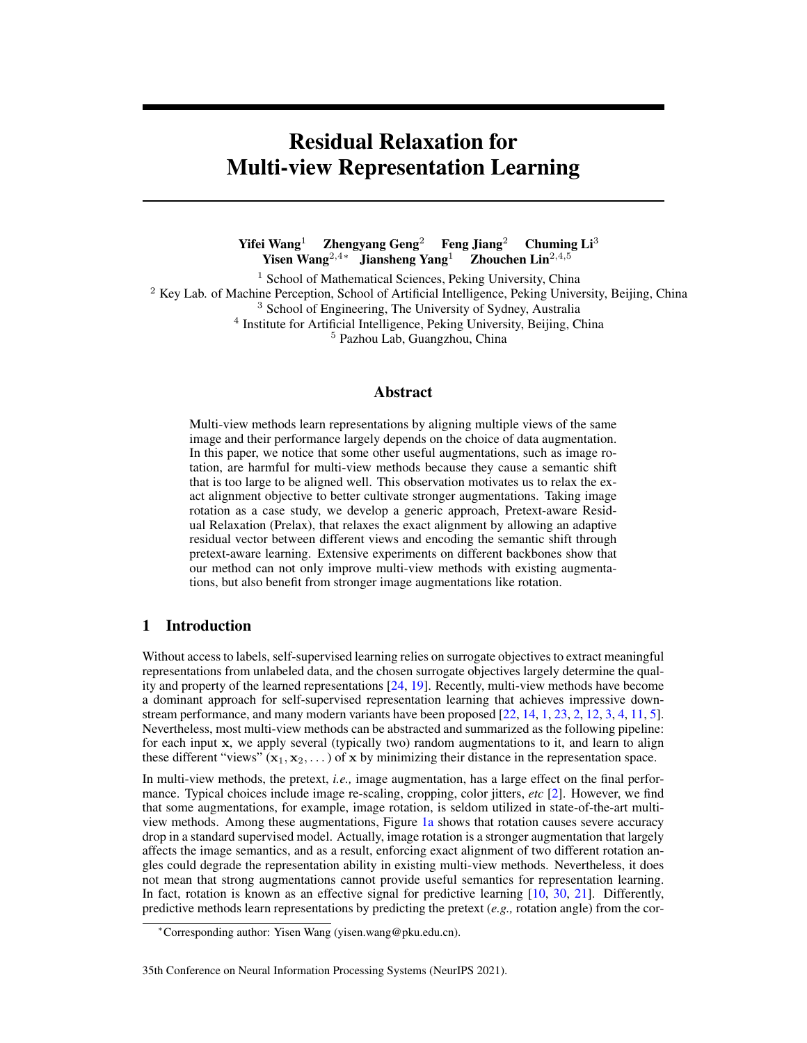# Residual Relaxation for Multi-view Representation Learning

**Yifei Wang**[1] **Zhengyang Geng**[2] **Feng Jiang**[2] **Chuming Li**[3]
**Yisen Wang**[2,4*] **Jiansheng Yang**[1] **Zhouchen Lin**[2,4,5]

[1] School of Mathematical Sciences, Peking University, China
[2] Key Lab. of Machine Perception, School of Artificial Intelligence, Peking University, Beijing, China
[3] School of Engineering, The University of Sydney, Australia
[4] Institute for Artificial Intelligence, Peking University, Beijing, China
[5] Pazhou Lab, Guangzhou, China

## Abstract

Multi-view methods learn representations by aligning multiple views of the same image and their performance largely depends on the choice of data augmentation. In this paper, we notice that some other useful augmentations, such as image rotation, are harmful for multi-view methods because they cause a semantic shift that is too large to be aligned well. This observation motivates us to relax the exact alignment objective to better cultivate stronger augmentations. Taking image rotation as a case study, we develop a generic approach, Pretext-aware Residual Relaxation (Prelax), that relaxes the exact alignment by allowing an adaptive residual vector between different views and encoding the semantic shift through pretext-aware learning. Extensive experiments on different backbones show that our method can not only improve multi-view methods with existing augmentations, but also benefit from stronger image augmentations like rotation.

## 1 Introduction

Without access to labels, self-supervised learning relies on surrogate objectives to extract meaningful representations from unlabeled data, and the chosen surrogate objectives largely determine the quality and property of the learned representations [24, 19]. Recently, multi-view methods have become a dominant approach for self-supervised representation learning that achieves impressive downstream performance, and many modern variants have been proposed [22, 14, 1, 23, 2, 12, 3, 4, 11, 5]. Nevertheless, most multi-view methods can be abstracted and summarized as the following pipeline: for each input $\mathbf{x}$, we apply several (typically two) random augmentations to it, and learn to align these different "views" $(\mathbf{x}_1, \mathbf{x}_2, \dots)$ of $\mathbf{x}$ by minimizing their distance in the representation space.

In multi-view methods, the pretext, *i.e.,* image augmentation, has a large effect on the final performance. Typical choices include image re-scaling, cropping, color jitters, *etc* [2]. However, we find that some augmentations, for example, image rotation, is seldom utilized in state-of-the-art multi-view methods. Among these augmentations, Figure 1a shows that rotation causes severe accuracy drop in a standard supervised model. Actually, image rotation is a stronger augmentation that largely affects the image semantics, and as a result, enforcing exact alignment of two different rotation angles could degrade the representation ability in existing multi-view methods. Nevertheless, it does not mean that strong augmentations cannot provide useful semantics for representation learning. In fact, rotation is known as an effective signal for predictive learning [10, 30, 21]. Differently, predictive methods learn representations by predicting the pretext (*e.g.,* rotation angle) from the cor-

*Corresponding author: Yisen Wang (yisen.wang@pku.edu.cn).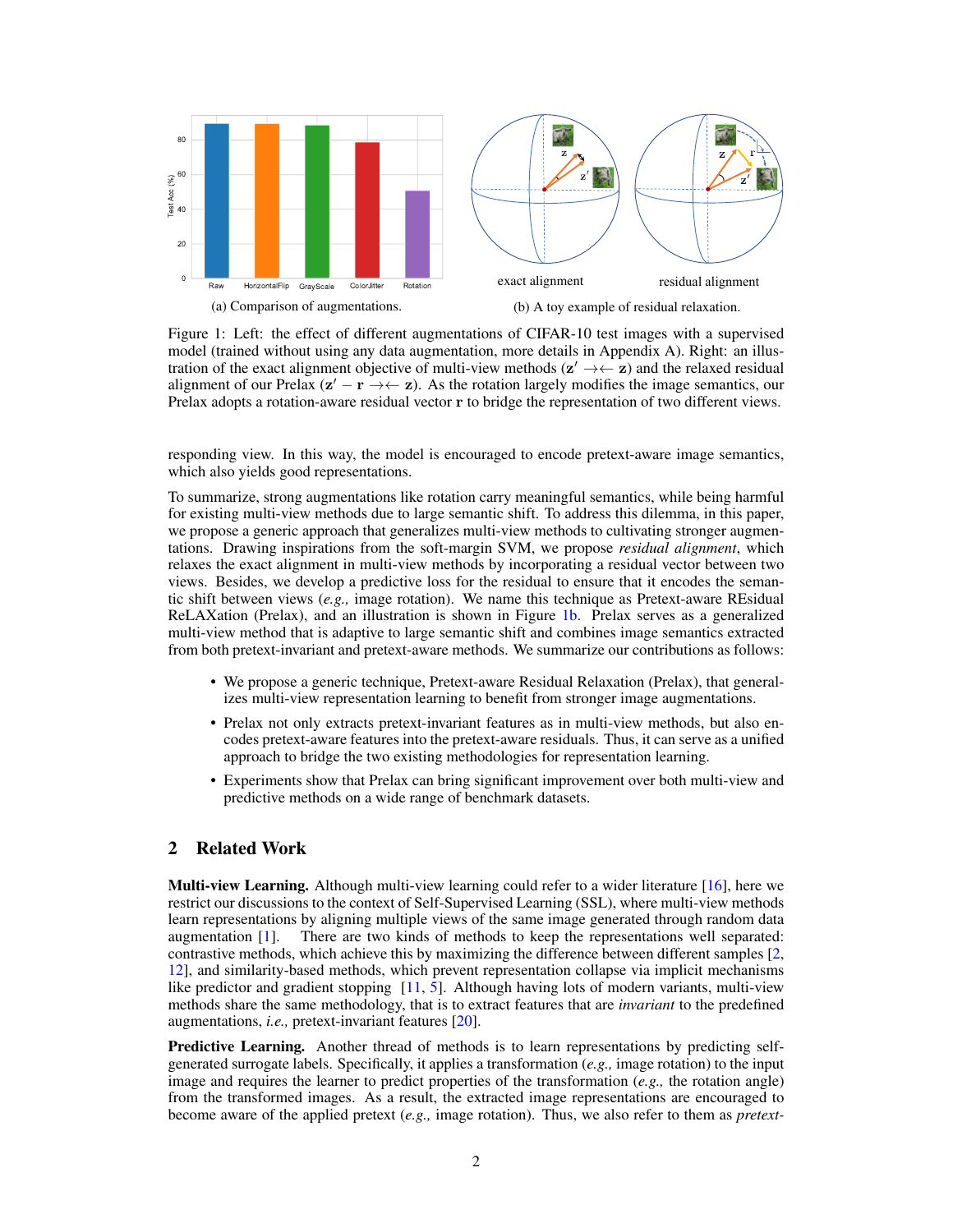(a) Comparison of augmentations.

(b) A toy example of residual relaxation.

Figure 1: Left: the effect of different augmentations of CIFAR-10 test images with a supervised model (trained without using any data augmentation, more details in Appendix A). Right: an illustration of the exact alignment objective of multi-view methods ($\mathbf{z}' \rightarrow\leftarrow \mathbf{z}$) and the relaxed residual alignment of our Prelax ($\mathbf{z}' - \mathbf{r} \rightarrow\leftarrow \mathbf{z}$). As the rotation largely modifies the image semantics, our Prelax adopts a rotation-aware residual vector $\mathbf{r}$ to bridge the representation of two different views.

responding view. In this way, the model is encouraged to encode pretext-aware image semantics, which also yields good representations.

To summarize, strong augmentations like rotation carry meaningful semantics, while being harmful for existing multi-view methods due to large semantic shift. To address this dilemma, in this paper, we propose a generic approach that generalizes multi-view methods to cultivating stronger augmentations. Drawing inspirations from the soft-margin SVM, we propose *residual alignment*, which relaxes the exact alignment in multi-view methods by incorporating a residual vector between two views. Besides, we develop a predictive loss for the residual to ensure that it encodes the semantic shift between views (*e.g.,* image rotation). We name this technique as Pretext-aware REsidual ReLAXation (Prelax), and an illustration is shown in Figure 1b. Prelax serves as a generalized multi-view method that is adaptive to large semantic shift and combines image semantics extracted from both pretext-invariant and pretext-aware methods. We summarize our contributions as follows:

- We propose a generic technique, Pretext-aware Residual Relaxation (Prelax), that generalizes multi-view representation learning to benefit from stronger image augmentations.
- Prelax not only extracts pretext-invariant features as in multi-view methods, but also encodes pretext-aware features into the pretext-aware residuals. Thus, it can serve as a unified approach to bridge the two existing methodologies for representation learning.
- Experiments show that Prelax can bring significant improvement over both multi-view and predictive methods on a wide range of benchmark datasets.

## 2 Related Work

**Multi-view Learning.** Although multi-view learning could refer to a wider literature [16], here we restrict our discussions to the context of Self-Supervised Learning (SSL), where multi-view methods learn representations by aligning multiple views of the same image generated through random data augmentation [1]. There are two kinds of methods to keep the representations well separated: contrastive methods, which achieve this by maximizing the difference between different samples [2, 12], and similarity-based methods, which prevent representation collapse via implicit mechanisms like predictor and gradient stopping [11, 5]. Although having lots of modern variants, multi-view methods share the same methodology, that is to extract features that are *invariant* to the predefined augmentations, *i.e.,* pretext-invariant features [20].

**Predictive Learning.** Another thread of methods is to learn representations by predicting self-generated surrogate labels. Specifically, it applies a transformation (*e.g.,* image rotation) to the input image and requires the learner to predict properties of the transformation (*e.g.,* the rotation angle) from the transformed images. As a result, the extracted image representations are encouraged to become aware of the applied pretext (*e.g.,* image rotation). Thus, we also refer to them as *pretext-*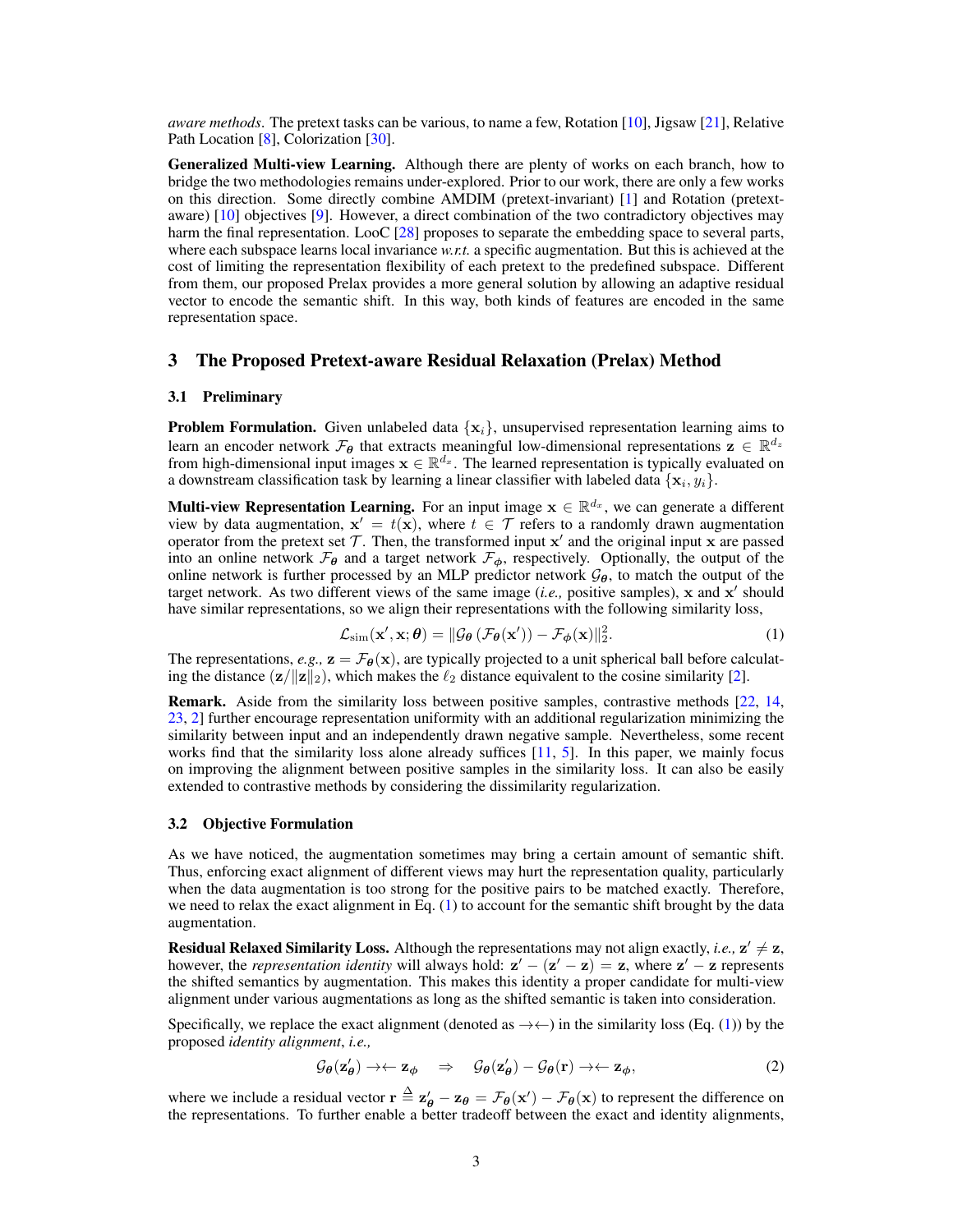*aware methods*. The pretext tasks can be various, to name a few, Rotation [10], Jigsaw [21], Relative Path Location [8], Colorization [30].

**Generalized Multi-view Learning.** Although there are plenty of works on each branch, how to bridge the two methodologies remains under-explored. Prior to our work, there are only a few works on this direction. Some directly combine AMDIM (pretext-invariant) [1] and Rotation (pretext-aware) [10] objectives [9]. However, a direct combination of the two contradictory objectives may harm the final representation. LooC [28] proposes to separate the embedding space to several parts, where each subspace learns local invariance *w.r.t.* a specific augmentation. But this is achieved at the cost of limiting the representation flexibility of each pretext to the predefined subspace. Different from them, our proposed Prelax provides a more general solution by allowing an adaptive residual vector to encode the semantic shift. In this way, both kinds of features are encoded in the same representation space.

## 3 The Proposed Pretext-aware Residual Relaxation (Prelax) Method

### 3.1 Preliminary

**Problem Formulation.** Given unlabeled data $\{\mathbf{x}_i\}$, unsupervised representation learning aims to learn an encoder network $\mathcal{F}_{\boldsymbol{\theta}}$ that extracts meaningful low-dimensional representations $\mathbf{z} \in \mathbb{R}^{d_z}$ from high-dimensional input images $\mathbf{x} \in \mathbb{R}^{d_x}$. The learned representation is typically evaluated on a downstream classification task by learning a linear classifier with labeled data $\{\mathbf{x}_i, y_i\}$.

**Multi-view Representation Learning.** For an input image $\mathbf{x} \in \mathbb{R}^{d_x}$, we can generate a different view by data augmentation, $\mathbf{x}' = t(\mathbf{x})$, where $t \in \mathcal{T}$ refers to a randomly drawn augmentation operator from the pretext set $\mathcal{T}$. Then, the transformed input $\mathbf{x}'$ and the original input $\mathbf{x}$ are passed into an online network $\mathcal{F}_{\boldsymbol{\theta}}$ and a target network $\mathcal{F}_{\boldsymbol{\phi}}$, respectively. Optionally, the output of the online network is further processed by an MLP predictor network $\mathcal{G}_{\boldsymbol{\theta}}$, to match the output of the target network. As two different views of the same image (*i.e.,* positive samples), $\mathbf{x}$ and $\mathbf{x}'$ should have similar representations, so we align their representations with the following similarity loss,

$$\mathcal{L}_{\rm sim}(\mathbf{x}', \mathbf{x}; \boldsymbol{\theta}) = \|\mathcal{G}_{\boldsymbol{\theta}}\left(\mathcal{F}_{\boldsymbol{\theta}}(\mathbf{x}')\right) - \mathcal{F}_{\boldsymbol{\phi}}(\mathbf{x})\|_2^2. \tag{1}$$

The representations, *e.g.,* $\mathbf{z} = \mathcal{F}_{\boldsymbol{\theta}}(\mathbf{x})$, are typically projected to a unit spherical ball before calculating the distance $(\mathbf{z}/\|\mathbf{z}\|_2)$, which makes the $\ell_2$ distance equivalent to the cosine similarity [2].

**Remark.** Aside from the similarity loss between positive samples, contrastive methods [22, 14, 23, 2] further encourage representation uniformity with an additional regularization minimizing the similarity between input and an independently drawn negative sample. Nevertheless, some recent works find that the similarity loss alone already suffices [11, 5]. In this paper, we mainly focus on improving the alignment between positive samples in the similarity loss. It can also be easily extended to contrastive methods by considering the dissimilarity regularization.

### 3.2 Objective Formulation

As we have noticed, the augmentation sometimes may bring a certain amount of semantic shift. Thus, enforcing exact alignment of different views may hurt the representation quality, particularly when the data augmentation is too strong for the positive pairs to be matched exactly. Therefore, we need to relax the exact alignment in Eq. (1) to account for the semantic shift brought by the data augmentation.

**Residual Relaxed Similarity Loss.** Although the representations may not align exactly, *i.e.,* $\mathbf{z}' \neq \mathbf{z}$, however, the *representation identity* will always hold: $\mathbf{z}' - (\mathbf{z}' - \mathbf{z}) = \mathbf{z}$, where $\mathbf{z}' - \mathbf{z}$ represents the shifted semantics by augmentation. This makes this identity a proper candidate for multi-view alignment under various augmentations as long as the shifted semantic is taken into consideration.

Specifically, we replace the exact alignment (denoted as $\rightarrow\leftarrow$) in the similarity loss (Eq. (1)) by the proposed *identity alignment*, *i.e.,*

$$\mathcal{G}_{\boldsymbol{\theta}}(\mathbf{z}'_{\boldsymbol{\theta}}) \rightarrow\leftarrow \mathbf{z}_{\boldsymbol{\phi}} \quad \Rightarrow \quad \mathcal{G}_{\boldsymbol{\theta}}(\mathbf{z}'_{\boldsymbol{\theta}}) - \mathcal{G}_{\boldsymbol{\theta}}(\mathbf{r}) \rightarrow\leftarrow \mathbf{z}_{\boldsymbol{\phi}}, \tag{2}$$

where we include a residual vector $\mathbf{r} \triangleq \mathbf{z}'_{\boldsymbol{\theta}} - \mathbf{z}_{\boldsymbol{\theta}} = \mathcal{F}_{\boldsymbol{\theta}}(\mathbf{x}') - \mathcal{F}_{\boldsymbol{\theta}}(\mathbf{x})$ to represent the difference on the representations. To further enable a better tradeoff between the exact and identity alignments,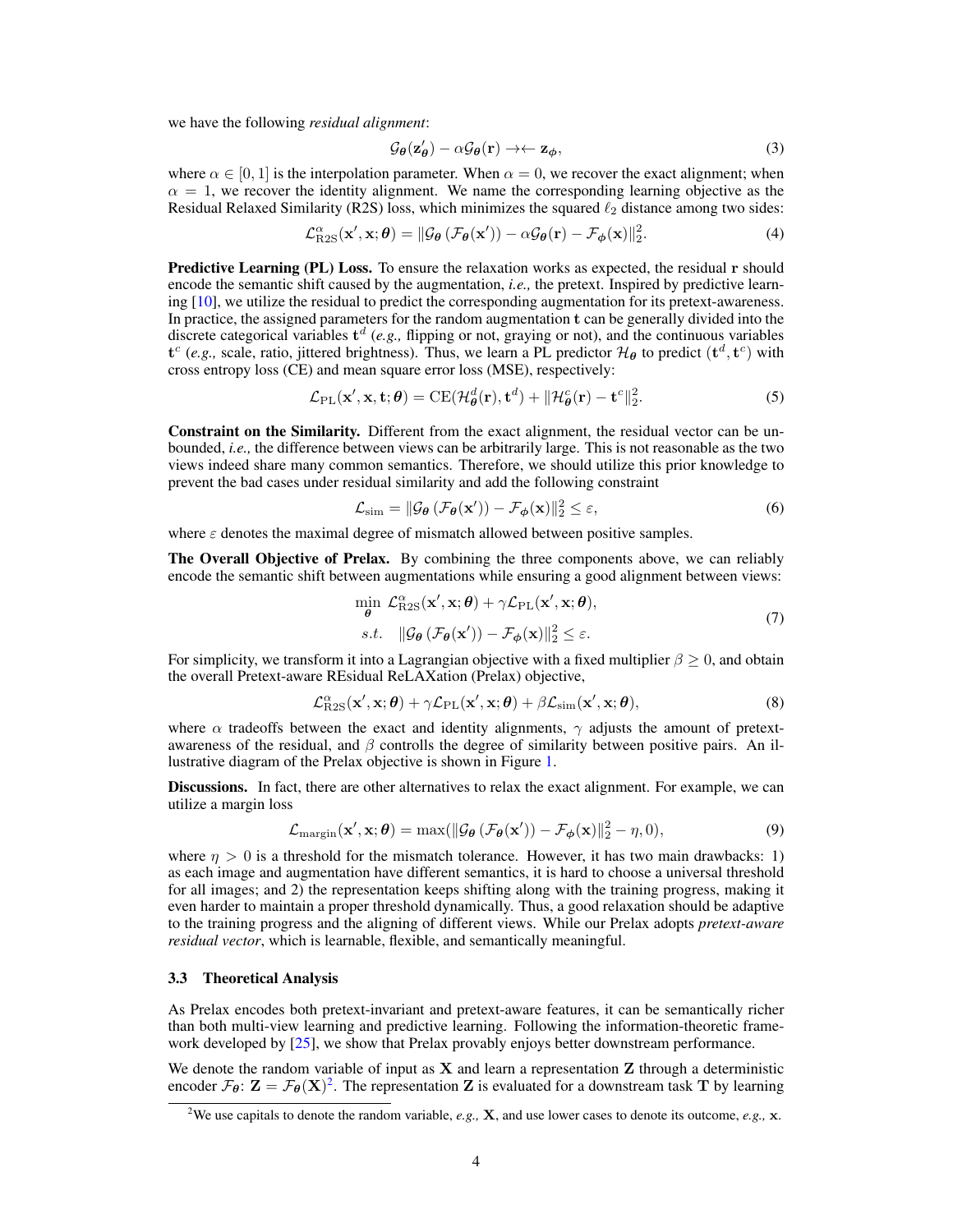we have the following *residual alignment*:

$$\mathcal{G}_{\boldsymbol{\theta}}(\mathbf{z}'_{\boldsymbol{\theta}}) - \alpha \mathcal{G}_{\boldsymbol{\theta}}(\mathbf{r}) \rightarrow\leftarrow \mathbf{z}_{\boldsymbol{\phi}}, \tag{3}$$

where $\alpha \in [0, 1]$ is the interpolation parameter. When $\alpha = 0$, we recover the exact alignment; when $\alpha = 1$, we recover the identity alignment. We name the corresponding learning objective as the Residual Relaxed Similarity (R2S) loss, which minimizes the squared $\ell_2$ distance among two sides:

$$\mathcal{L}^{\alpha}_{\mathrm{R2S}}(\mathbf{x}', \mathbf{x}; \boldsymbol{\theta}) = \|\mathcal{G}_{\boldsymbol{\theta}}\left(\mathcal{F}_{\boldsymbol{\theta}}(\mathbf{x}')\right) - \alpha \mathcal{G}_{\boldsymbol{\theta}}(\mathbf{r}) - \mathcal{F}_{\boldsymbol{\phi}}(\mathbf{x})\|_2^2. \tag{4}$$

**Predictive Learning (PL) Loss.** To ensure the relaxation works as expected, the residual $\mathbf{r}$ should encode the semantic shift caused by the augmentation, *i.e.,* the pretext. Inspired by predictive learning [10], we utilize the residual to predict the corresponding augmentation for its pretext-awareness. In practice, the assigned parameters for the random augmentation $\mathbf{t}$ can be generally divided into the discrete categorical variables $\mathbf{t}^d$ (*e.g.,* flipping or not, graying or not), and the continuous variables $\mathbf{t}^c$ (*e.g.,* scale, ratio, jittered brightness). Thus, we learn a PL predictor $\mathcal{H}_{\boldsymbol{\theta}}$ to predict $(\mathbf{t}^d, \mathbf{t}^c)$ with cross entropy loss (CE) and mean square error loss (MSE), respectively:

$$\mathcal{L}_{\mathrm{PL}}(\mathbf{x}', \mathbf{x}, \mathbf{t}; \boldsymbol{\theta}) = \mathrm{CE}(\mathcal{H}^d_{\boldsymbol{\theta}}(\mathbf{r}), \mathbf{t}^d) + \|\mathcal{H}^c_{\boldsymbol{\theta}}(\mathbf{r}) - \mathbf{t}^c\|_2^2. \tag{5}$$

**Constraint on the Similarity.** Different from the exact alignment, the residual vector can be unbounded, *i.e.,* the difference between views can be arbitrarily large. This is not reasonable as the two views indeed share many common semantics. Therefore, we should utilize this prior knowledge to prevent the bad cases under residual similarity and add the following constraint

$$\mathcal{L}_{\mathrm{sim}} = \|\mathcal{G}_{\boldsymbol{\theta}}\left(\mathcal{F}_{\boldsymbol{\theta}}(\mathbf{x}')\right) - \mathcal{F}_{\boldsymbol{\phi}}(\mathbf{x})\|_2^2 \leq \varepsilon, \tag{6}$$

where $\varepsilon$ denotes the maximal degree of mismatch allowed between positive samples.

**The Overall Objective of Prelax.** By combining the three components above, we can reliably encode the semantic shift between augmentations while ensuring a good alignment between views:

$$\begin{aligned} \min_{\boldsymbol{\theta}} \ & \mathcal{L}^{\alpha}_{\mathrm{R2S}}(\mathbf{x}', \mathbf{x}; \boldsymbol{\theta}) + \gamma \mathcal{L}_{\mathrm{PL}}(\mathbf{x}', \mathbf{x}; \boldsymbol{\theta}), \\ s.t. \quad & \|\mathcal{G}_{\boldsymbol{\theta}}\left(\mathcal{F}_{\boldsymbol{\theta}}(\mathbf{x}')\right) - \mathcal{F}_{\boldsymbol{\phi}}(\mathbf{x})\|_2^2 \leq \varepsilon. \end{aligned} \tag{7}$$

For simplicity, we transform it into a Lagrangian objective with a fixed multiplier $\beta \geq 0$, and obtain the overall Pretext-aware REsidual ReLAXation (Prelax) objective,

$$\mathcal{L}^{\alpha}_{\mathrm{R2S}}(\mathbf{x}', \mathbf{x}; \boldsymbol{\theta}) + \gamma \mathcal{L}_{\mathrm{PL}}(\mathbf{x}', \mathbf{x}; \boldsymbol{\theta}) + \beta \mathcal{L}_{\mathrm{sim}}(\mathbf{x}', \mathbf{x}; \boldsymbol{\theta}), \tag{8}$$

where $\alpha$ tradeoffs between the exact and identity alignments, $\gamma$ adjusts the amount of pretext-awareness of the residual, and $\beta$ controlls the degree of similarity between positive pairs. An illustrative diagram of the Prelax objective is shown in Figure 1.

**Discussions.** In fact, there are other alternatives to relax the exact alignment. For example, we can utilize a margin loss

$$\mathcal{L}_{\mathrm{margin}}(\mathbf{x}', \mathbf{x}; \boldsymbol{\theta}) = \max(\|\mathcal{G}_{\boldsymbol{\theta}}\left(\mathcal{F}_{\boldsymbol{\theta}}(\mathbf{x}')\right) - \mathcal{F}_{\boldsymbol{\phi}}(\mathbf{x})\|_2^2 - \eta, 0), \tag{9}$$

where $\eta > 0$ is a threshold for the mismatch tolerance. However, it has two main drawbacks: 1) as each image and augmentation have different semantics, it is hard to choose a universal threshold for all images; and 2) the representation keeps shifting along with the training progress, making it even harder to maintain a proper threshold dynamically. Thus, a good relaxation should be adaptive to the training progress and the aligning of different views. While our Prelax adopts *pretext-aware residual vector*, which is learnable, flexible, and semantically meaningful.

### 3.3 Theoretical Analysis

As Prelax encodes both pretext-invariant and pretext-aware features, it can be semantically richer than both multi-view learning and predictive learning. Following the information-theoretic framework developed by [25], we show that Prelax provably enjoys better downstream performance.

We denote the random variable of input as $\mathbf{X}$ and learn a representation $\mathbf{Z}$ through a deterministic encoder $\mathcal{F}_{\boldsymbol{\theta}}$: $\mathbf{Z} = \mathcal{F}_{\boldsymbol{\theta}}(\mathbf{X})$[2]. The representation $\mathbf{Z}$ is evaluated for a downstream task $\mathbf{T}$ by learning

[2]We use capitals to denote the random variable, *e.g.,* $\mathbf{X}$, and use lower cases to denote its outcome, *e.g.,* $\mathbf{x}$.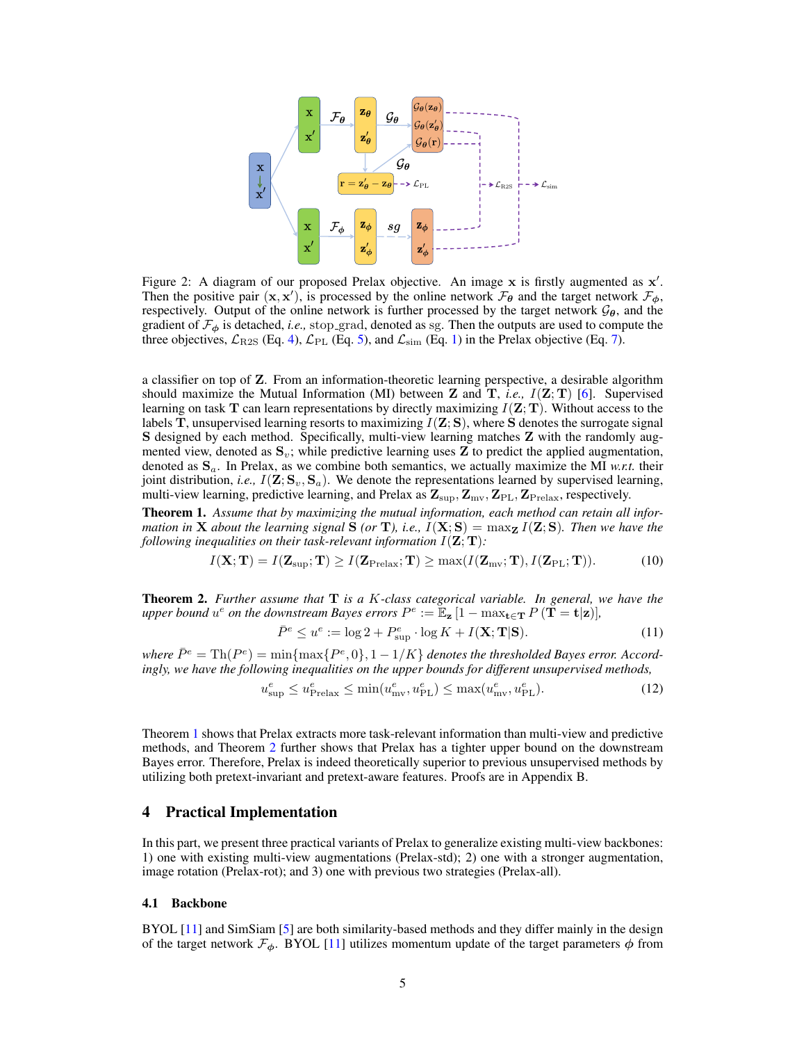Figure 2: A diagram of our proposed Prelax objective. An image $\mathbf{x}$ is firstly augmented as $\mathbf{x}'$. Then the positive pair $(\mathbf{x}, \mathbf{x}')$, is processed by the online network $\mathcal{F}_{\boldsymbol{\theta}}$ and the target network $\mathcal{F}_{\boldsymbol{\phi}}$, respectively. Output of the online network is further processed by the target network $\mathcal{G}_{\boldsymbol{\theta}}$, and the gradient of $\mathcal{F}_{\boldsymbol{\phi}}$ is detached, *i.e.,* stop_grad, denoted as sg. Then the outputs are used to compute the three objectives, $\mathcal{L}_{\mathrm{R2S}}$ (Eq. 4), $\mathcal{L}_{\mathrm{PL}}$ (Eq. 5), and $\mathcal{L}_{\mathrm{sim}}$ (Eq. 1) in the Prelax objective (Eq. 7).

a classifier on top of $\mathbf{Z}$. From an information-theoretic learning perspective, a desirable algorithm should maximize the Mutual Information (MI) between $\mathbf{Z}$ and $\mathbf{T}$, *i.e.,* $I(\mathbf{Z};\mathbf{T})$ [6]. Supervised learning on task $\mathbf{T}$ can learn representations by directly maximizing $I(\mathbf{Z};\mathbf{T})$. Without access to the labels $\mathbf{T}$, unsupervised learning resorts to maximizing $I(\mathbf{Z};\mathbf{S})$, where $\mathbf{S}$ denotes the surrogate signal $\mathbf{S}$ designed by each method. Specifically, multi-view learning matches $\mathbf{Z}$ with the randomly augmented view, denoted as $\mathbf{S}_v$; while predictive learning uses $\mathbf{Z}$ to predict the applied augmentation, denoted as $\mathbf{S}_a$. In Prelax, as we combine both semantics, we actually maximize the MI *w.r.t.* their joint distribution, *i.e.,* $I(\mathbf{Z};\mathbf{S}_v,\mathbf{S}_a)$. We denote the representations learned by supervised learning, multi-view learning, predictive learning, and Prelax as $\mathbf{Z}_{\mathrm{sup}}, \mathbf{Z}_{\mathrm{mv}}, \mathbf{Z}_{\mathrm{PL}}, \mathbf{Z}_{\mathrm{Prelax}}$, respectively.

**Theorem 1.** *Assume that by maximizing the mutual information, each method can retain all information in* $\mathbf{X}$ *about the learning signal* $\mathbf{S}$ *(or* $\mathbf{T}$*), i.e.,* $I(\mathbf{X};\mathbf{S}) = \max_{\mathbf{Z}} I(\mathbf{Z};\mathbf{S})$*. Then we have the following inequalities on their task-relevant information* $I(\mathbf{Z};\mathbf{T})$*:*

$$I(\mathbf{X};\mathbf{T}) = I(\mathbf{Z}_{\mathrm{sup}};\mathbf{T}) \geq I(\mathbf{Z}_{\mathrm{Prelax}};\mathbf{T}) \geq \max(I(\mathbf{Z}_{\mathrm{mv}};\mathbf{T}), I(\mathbf{Z}_{\mathrm{PL}};\mathbf{T})). \tag{10}$$

**Theorem 2.** *Further assume that* $\mathbf{T}$ *is a* $K$*-class categorical variable. In general, we have the upper bound* $u^e$ *on the downstream Bayes errors* $P^e := \mathbb{E}_{\mathbf{z}}\left[1 - \max_{\mathbf{t}\in\mathbf{T}} P\left(\mathbf{T} = \mathbf{t}|\mathbf{z}\right)\right]$*,*

$$\bar{P}^e \leq u^e := \log 2 + P^e_{\mathrm{sup}} \cdot \log K + I(\mathbf{X};\mathbf{T}|\mathbf{S}). \tag{11}$$

*where* $\bar{P}^e = \mathrm{Th}(P^e) = \min\{\max\{P^e, 0\}, 1 - 1/K\}$ *denotes the thresholded Bayes error. Accordingly, we have the following inequalities on the upper bounds for different unsupervised methods,*

$$u^e_{\mathrm{sup}} \leq u^e_{\mathrm{Prelax}} \leq \min(u^e_{\mathrm{mv}}, u^e_{\mathrm{PL}}) \leq \max(u^e_{\mathrm{mv}}, u^e_{\mathrm{PL}}). \tag{12}$$

Theorem 1 shows that Prelax extracts more task-relevant information than multi-view and predictive methods, and Theorem 2 further shows that Prelax has a tighter upper bound on the downstream Bayes error. Therefore, Prelax is indeed theoretically superior to previous unsupervised methods by utilizing both pretext-invariant and pretext-aware features. Proofs are in Appendix B.

## 4 Practical Implementation

In this part, we present three practical variants of Prelax to generalize existing multi-view backbones: 1) one with existing multi-view augmentations (Prelax-std); 2) one with a stronger augmentation, image rotation (Prelax-rot); and 3) one with previous two strategies (Prelax-all).

### 4.1 Backbone

BYOL [11] and SimSiam [5] are both similarity-based methods and they differ mainly in the design of the target network $\mathcal{F}_{\phi}$. BYOL [11] utilizes momentum update of the target parameters $\phi$ from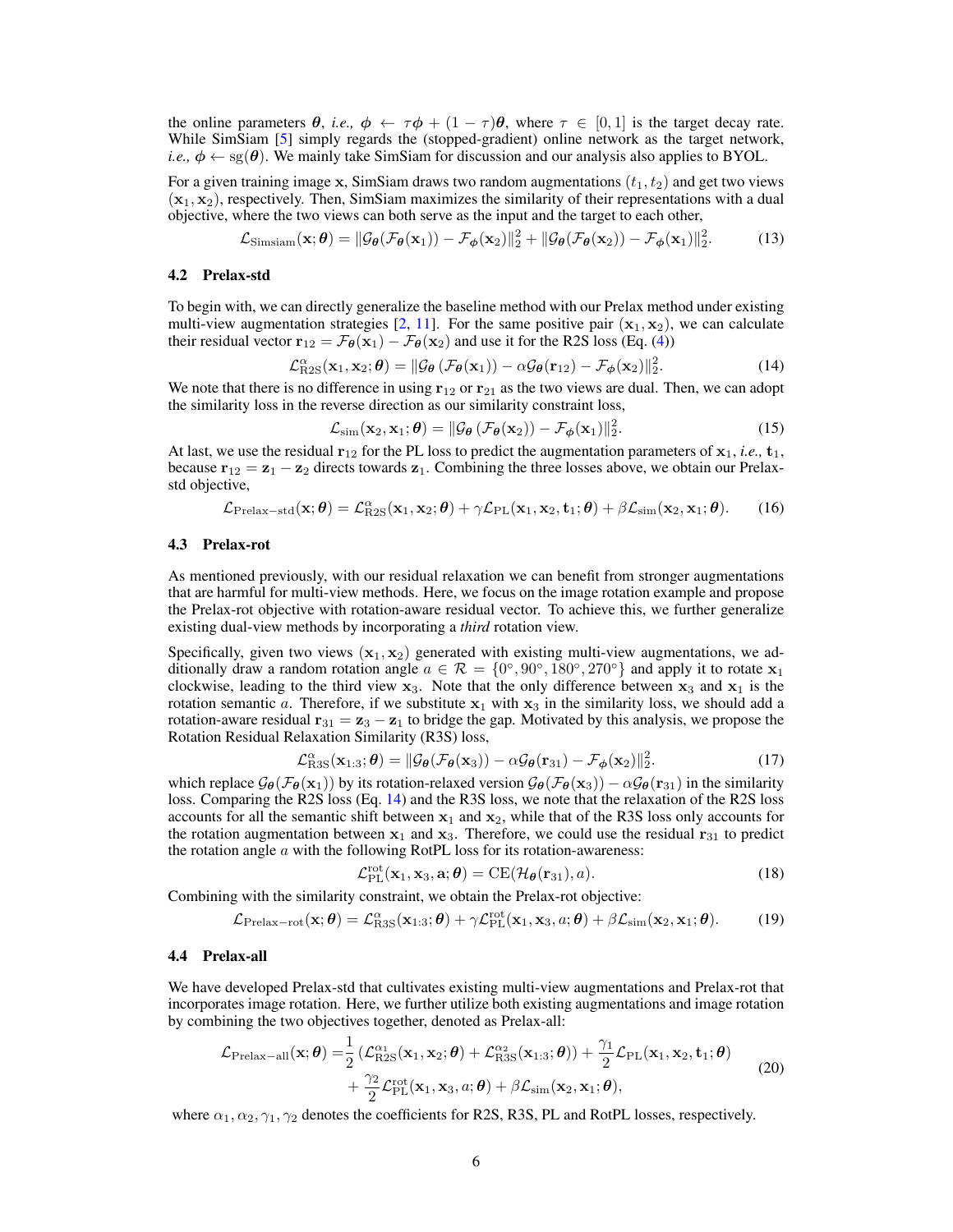the online parameters $\boldsymbol{\theta}$, *i.e.,* $\boldsymbol{\phi} \leftarrow \tau\boldsymbol{\phi} + (1-\tau)\boldsymbol{\theta}$, where $\tau \in [0,1]$ is the target decay rate. While SimSiam [5] simply regards the (stopped-gradient) online network as the target network, *i.e.,* $\boldsymbol{\phi} \leftarrow \mathrm{sg}(\boldsymbol{\theta})$. We mainly take SimSiam for discussion and our analysis also applies to BYOL.

For a given training image $\mathbf{x}$, SimSiam draws two random augmentations $(t_1, t_2)$ and get two views $(\mathbf{x}_1, \mathbf{x}_2)$, respectively. Then, SimSiam maximizes the similarity of their representations with a dual objective, where the two views can both serve as the input and the target to each other,

$$\mathcal{L}_{\mathrm{Simsiam}}(\mathbf{x};\boldsymbol{\theta}) = \|\mathcal{G}_{\boldsymbol{\theta}}(\mathcal{F}_{\boldsymbol{\theta}}(\mathbf{x}_1)) - \mathcal{F}_{\boldsymbol{\phi}}(\mathbf{x}_2)\|_2^2 + \|\mathcal{G}_{\boldsymbol{\theta}}(\mathcal{F}_{\boldsymbol{\theta}}(\mathbf{x}_2)) - \mathcal{F}_{\boldsymbol{\phi}}(\mathbf{x}_1)\|_2^2. \tag{13}$$

## 4.2 Prelax-std

To begin with, we can directly generalize the baseline method with our Prelax method under existing multi-view augmentation strategies [2, 11]. For the same positive pair $(\mathbf{x}_1, \mathbf{x}_2)$, we can calculate their residual vector $\mathbf{r}_{12} = \mathcal{F}_{\boldsymbol{\theta}}(\mathbf{x}_1) - \mathcal{F}_{\boldsymbol{\theta}}(\mathbf{x}_2)$ and use it for the R2S loss (Eq. (4))

$$\mathcal{L}^{\alpha}_{\mathrm{R2S}}(\mathbf{x}_1,\mathbf{x}_2;\boldsymbol{\theta}) = \|\mathcal{G}_{\boldsymbol{\theta}}\left(\mathcal{F}_{\boldsymbol{\theta}}(\mathbf{x}_1)\right) - \alpha\mathcal{G}_{\boldsymbol{\theta}}(\mathbf{r}_{12}) - \mathcal{F}_{\boldsymbol{\phi}}(\mathbf{x}_2)\|_2^2. \tag{14}$$

We note that there is no difference in using $\mathbf{r}_{12}$ or $\mathbf{r}_{21}$ as the two views are dual. Then, we can adopt the similarity loss in the reverse direction as our similarity constraint loss,

$$\mathcal{L}_{\mathrm{sim}}(\mathbf{x}_2,\mathbf{x}_1;\boldsymbol{\theta}) = \|\mathcal{G}_{\boldsymbol{\theta}}\left(\mathcal{F}_{\boldsymbol{\theta}}(\mathbf{x}_2)\right) - \mathcal{F}_{\boldsymbol{\phi}}(\mathbf{x}_1)\|_2^2. \tag{15}$$

At last, we use the residual $\mathbf{r}_{12}$ for the PL loss to predict the augmentation parameters of $\mathbf{x}_1$, *i.e.,* $\mathbf{t}_1$, because $\mathbf{r}_{12} = \mathbf{z}_1 - \mathbf{z}_2$ directs towards $\mathbf{z}_1$. Combining the three losses above, we obtain our Prelax-std objective,

$$\mathcal{L}_{\mathrm{Prelax-std}}(\mathbf{x};\boldsymbol{\theta}) = \mathcal{L}^{\alpha}_{\mathrm{R2S}}(\mathbf{x}_1,\mathbf{x}_2;\boldsymbol{\theta}) + \gamma\mathcal{L}_{\mathrm{PL}}(\mathbf{x}_1,\mathbf{x}_2,\mathbf{t}_1;\boldsymbol{\theta}) + \beta\mathcal{L}_{\mathrm{sim}}(\mathbf{x}_2,\mathbf{x}_1;\boldsymbol{\theta}). \tag{16}$$

## 4.3 Prelax-rot

As mentioned previously, with our residual relaxation we can benefit from stronger augmentations that are harmful for multi-view methods. Here, we focus on the image rotation example and propose the Prelax-rot objective with rotation-aware residual vector. To achieve this, we further generalize existing dual-view methods by incorporating a *third* rotation view.

Specifically, given two views $(\mathbf{x}_1, \mathbf{x}_2)$ generated with existing multi-view augmentations, we additionally draw a random rotation angle $a \in \mathcal{R} = \{0^\circ, 90^\circ, 180^\circ, 270^\circ\}$ and apply it to rotate $\mathbf{x}_1$ clockwise, leading to the third view $\mathbf{x}_3$. Note that the only difference between $\mathbf{x}_3$ and $\mathbf{x}_1$ is the rotation semantic $a$. Therefore, if we substitute $\mathbf{x}_1$ with $\mathbf{x}_3$ in the similarity loss, we should add a rotation-aware residual $\mathbf{r}_{31} = \mathbf{z}_3 - \mathbf{z}_1$ to bridge the gap. Motivated by this analysis, we propose the Rotation Residual Relaxation Similarity (R3S) loss,

$$\mathcal{L}^{\alpha}_{\mathrm{R3S}}(\mathbf{x}_{1:3};\boldsymbol{\theta}) = \|\mathcal{G}_{\boldsymbol{\theta}}(\mathcal{F}_{\boldsymbol{\theta}}(\mathbf{x}_3)) - \alpha\mathcal{G}_{\boldsymbol{\theta}}(\mathbf{r}_{31}) - \mathcal{F}_{\boldsymbol{\phi}}(\mathbf{x}_2)\|_2^2. \tag{17}$$

which replace $\mathcal{G}_{\boldsymbol{\theta}}(\mathcal{F}_{\boldsymbol{\theta}}(\mathbf{x}_1))$ by its rotation-relaxed version $\mathcal{G}_{\boldsymbol{\theta}}(\mathcal{F}_{\boldsymbol{\theta}}(\mathbf{x}_3)) - \alpha\mathcal{G}_{\boldsymbol{\theta}}(\mathbf{r}_{31})$ in the similarity loss. Comparing the R2S loss (Eq. 14) and the R3S loss, we note that the relaxation of the R2S loss accounts for all the semantic shift between $\mathbf{x}_1$ and $\mathbf{x}_2$, while that of the R3S loss only accounts for the rotation augmentation between $\mathbf{x}_1$ and $\mathbf{x}_3$. Therefore, we could use the residual $\mathbf{r}_{31}$ to predict the rotation angle $a$ with the following RotPL loss for its rotation-awareness:

$$\mathcal{L}^{\mathrm{rot}}_{\mathrm{PL}}(\mathbf{x}_1,\mathbf{x}_3,\mathbf{a};\boldsymbol{\theta}) = \mathrm{CE}(\mathcal{H}_{\boldsymbol{\theta}}(\mathbf{r}_{31}), a). \tag{18}$$

Combining with the similarity constraint, we obtain the Prelax-rot objective:

$$\mathcal{L}_{\mathrm{Prelax-rot}}(\mathbf{x};\boldsymbol{\theta}) = \mathcal{L}^{\alpha}_{\mathrm{R3S}}(\mathbf{x}_{1:3};\boldsymbol{\theta}) + \gamma\mathcal{L}^{\mathrm{rot}}_{\mathrm{PL}}(\mathbf{x}_1,\mathbf{x}_3,a;\boldsymbol{\theta}) + \beta\mathcal{L}_{\mathrm{sim}}(\mathbf{x}_2,\mathbf{x}_1;\boldsymbol{\theta}). \tag{19}$$

## 4.4 Prelax-all

We have developed Prelax-std that cultivates existing multi-view augmentations and Prelax-rot that incorporates image rotation. Here, we further utilize both existing augmentations and image rotation by combining the two objectives together, denoted as Prelax-all:

$$\begin{aligned}\mathcal{L}_{\mathrm{Prelax-all}}(\mathbf{x};\boldsymbol{\theta}) =& \frac{1}{2}\left(\mathcal{L}^{\alpha_1}_{\mathrm{R2S}}(\mathbf{x}_1,\mathbf{x}_2;\boldsymbol{\theta}) + \mathcal{L}^{\alpha_2}_{\mathrm{R3S}}(\mathbf{x}_{1:3};\boldsymbol{\theta})\right) + \frac{\gamma_1}{2}\mathcal{L}_{\mathrm{PL}}(\mathbf{x}_1,\mathbf{x}_2,\mathbf{t}_1;\boldsymbol{\theta}) \\ &+ \frac{\gamma_2}{2}\mathcal{L}^{\mathrm{rot}}_{\mathrm{PL}}(\mathbf{x}_1,\mathbf{x}_3,a;\boldsymbol{\theta}) + \beta\mathcal{L}_{\mathrm{sim}}(\mathbf{x}_2,\mathbf{x}_1;\boldsymbol{\theta}),\end{aligned} \tag{20}$$

where $\alpha_1, \alpha_2, \gamma_1, \gamma_2$ denotes the coefficients for R2S, R3S, PL and RotPL losses, respectively.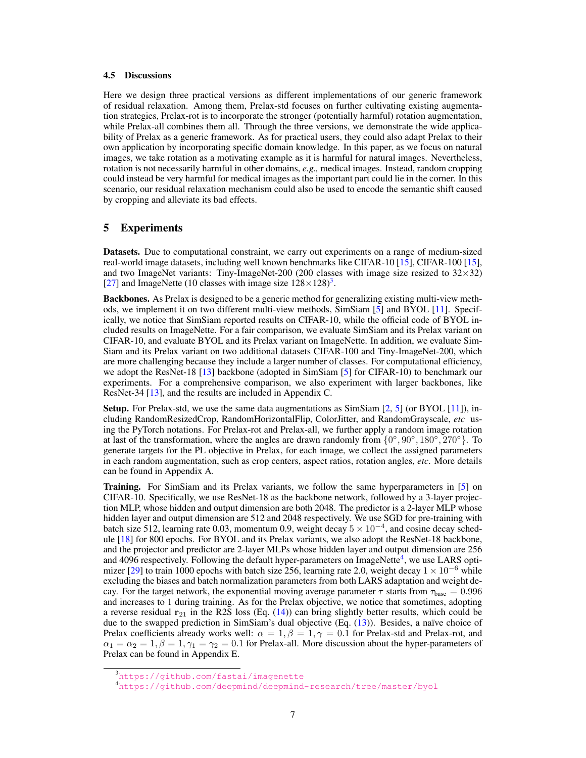### 4.5 Discussions

Here we design three practical versions as different implementations of our generic framework of residual relaxation. Among them, Prelax-std focuses on further cultivating existing augmentation strategies, Prelax-rot is to incorporate the stronger (potentially harmful) rotation augmentation, while Prelax-all combines them all. Through the three versions, we demonstrate the wide applicability of Prelax as a generic framework. As for practical users, they could also adapt Prelax to their own application by incorporating specific domain knowledge. In this paper, as we focus on natural images, we take rotation as a motivating example as it is harmful for natural images. Nevertheless, rotation is not necessarily harmful in other domains, *e.g.,* medical images. Instead, random cropping could instead be very harmful for medical images as the important part could lie in the corner. In this scenario, our residual relaxation mechanism could also be used to encode the semantic shift caused by cropping and alleviate its bad effects.

## 5 Experiments

**Datasets.** Due to computational constraint, we carry out experiments on a range of medium-sized real-world image datasets, including well known benchmarks like CIFAR-10 [15], CIFAR-100 [15], and two ImageNet variants: Tiny-ImageNet-200 (200 classes with image size resized to $32\times32$) [27] and ImageNette (10 classes with image size $128\times128$)[3].

**Backbones.** As Prelax is designed to be a generic method for generalizing existing multi-view methods, we implement it on two different multi-view methods, SimSiam [5] and BYOL [11]. Specifically, we notice that SimSiam reported results on CIFAR-10, while the official code of BYOL included results on ImageNette. For a fair comparison, we evaluate SimSiam and its Prelax variant on CIFAR-10, and evaluate BYOL and its Prelax variant on ImageNette. In addition, we evaluate SimSiam and its Prelax variant on two additional datasets CIFAR-100 and Tiny-ImageNet-200, which are more challenging because they include a larger number of classes. For computational efficiency, we adopt the ResNet-18 [13] backbone (adopted in SimSiam [5] for CIFAR-10) to benchmark our experiments. For a comprehensive comparison, we also experiment with larger backbones, like ResNet-34 [13], and the results are included in Appendix C.

**Setup.** For Prelax-std, we use the same data augmentations as SimSiam [2, 5] (or BYOL [11]), including RandomResizedCrop, RandomHorizontalFlip, ColorJitter, and RandomGrayscale, *etc* using the PyTorch notations. For Prelax-rot and Prelax-all, we further apply a random image rotation at last of the transformation, where the angles are drawn randomly from $\{0^\circ, 90^\circ, 180^\circ, 270^\circ\}$. To generate targets for the PL objective in Prelax, for each image, we collect the assigned parameters in each random augmentation, such as crop centers, aspect ratios, rotation angles, *etc*. More details can be found in Appendix A.

**Training.** For SimSiam and its Prelax variants, we follow the same hyperparameters in [5] on CIFAR-10. Specifically, we use ResNet-18 as the backbone network, followed by a 3-layer projection MLP, whose hidden and output dimension are both 2048. The predictor is a 2-layer MLP whose hidden layer and output dimension are 512 and 2048 respectively. We use SGD for pre-training with batch size 512, learning rate 0.03, momentum 0.9, weight decay $5\times10^{-4}$, and cosine decay schedule [18] for 800 epochs. For BYOL and its Prelax variants, we also adopt the ResNet-18 backbone, and the projector and predictor are 2-layer MLPs whose hidden layer and output dimension are 256 and 4096 respectively. Following the default hyper-parameters on ImageNette[4], we use LARS optimizer [29] to train 1000 epochs with batch size 256, learning rate 2.0, weight decay $1\times10^{-6}$ while excluding the biases and batch normalization parameters from both LARS adaptation and weight decay. For the target network, the exponential moving average parameter $\tau$ starts from $\tau_{\text{base}}=0.996$ and increases to 1 during training. As for the Prelax objective, we notice that sometimes, adopting a reverse residual $\mathbf{r}_{21}$ in the R2S loss (Eq. (14)) can bring slightly better results, which could be due to the swapped prediction in SimSiam's dual objective (Eq. (13)). Besides, a naïve choice of Prelax coefficients already works well: $\alpha=1,\beta=1,\gamma=0.1$ for Prelax-std and Prelax-rot, and $\alpha_1=\alpha_2=1,\beta=1,\gamma_1=\gamma_2=0.1$ for Prelax-all. More discussion about the hyper-parameters of Prelax can be found in Appendix E.

[3] https://github.com/fastai/imagenette

[4] https://github.com/deepmind/deepmind-research/tree/master/byol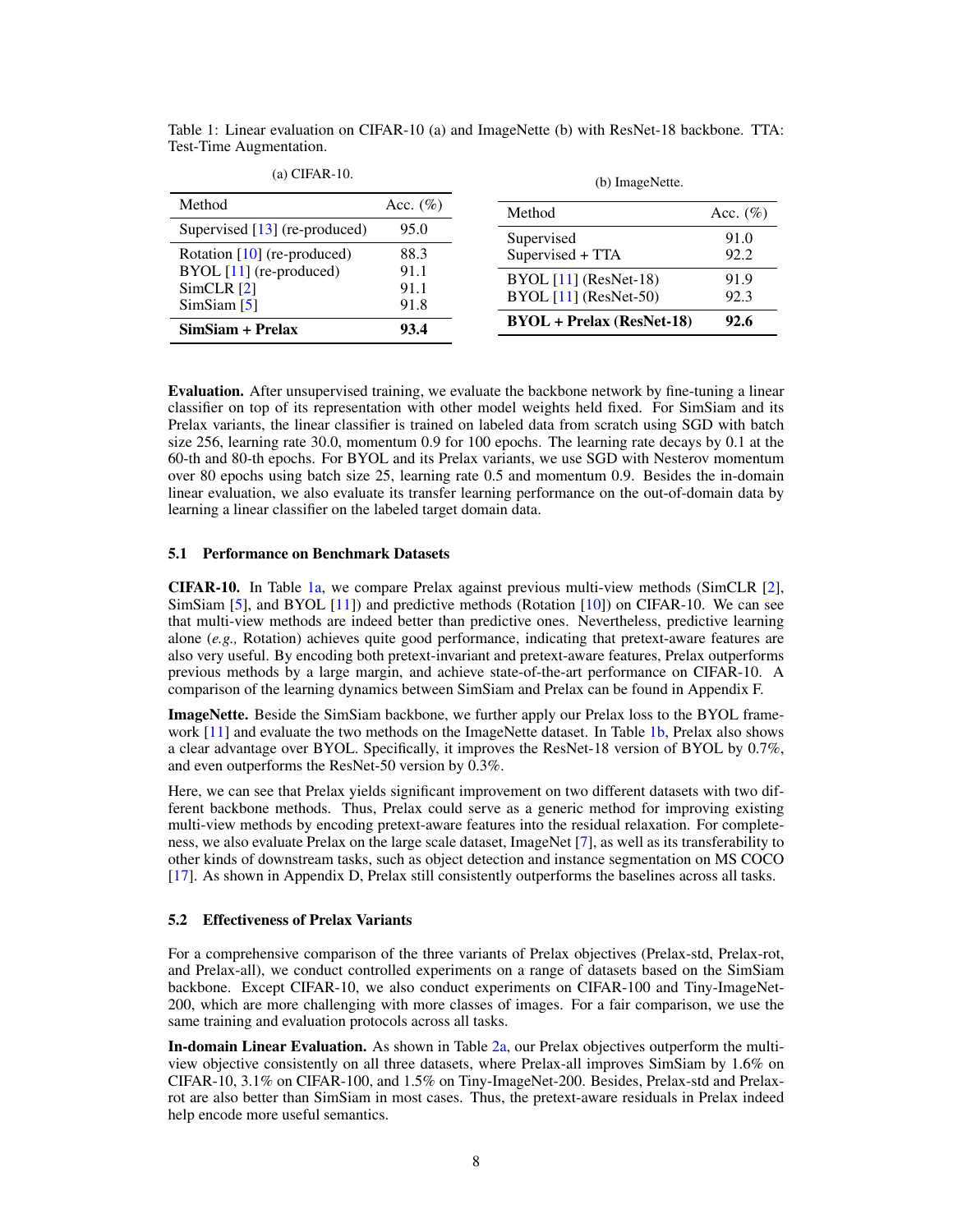Table 1: Linear evaluation on CIFAR-10 (a) and ImageNette (b) with ResNet-18 backbone. TTA: Test-Time Augmentation.

(a) CIFAR-10.

| Method | Acc. (%) |
|---|---|
| Supervised [13] (re-produced) | 95.0 |
| Rotation [10] (re-produced) | 88.3 |
| BYOL [11] (re-produced) | 91.1 |
| SimCLR [2] | 91.1 |
| SimSiam [5] | 91.8 |
| **SimSiam + Prelax** | **93.4** |

(b) ImageNette.

| Method | Acc. (%) |
|---|---|
| Supervised | 91.0 |
| Supervised + TTA | 92.2 |
| BYOL [11] (ResNet-18) | 91.9 |
| BYOL [11] (ResNet-50) | 92.3 |
| **BYOL + Prelax (ResNet-18)** | **92.6** |

**Evaluation.** After unsupervised training, we evaluate the backbone network by fine-tuning a linear classifier on top of its representation with other model weights held fixed. For SimSiam and its Prelax variants, the linear classifier is trained on labeled data from scratch using SGD with batch size 256, learning rate 30.0, momentum 0.9 for 100 epochs. The learning rate decays by 0.1 at the 60-th and 80-th epochs. For BYOL and its Prelax variants, we use SGD with Nesterov momentum over 80 epochs using batch size 25, learning rate 0.5 and momentum 0.9. Besides the in-domain linear evaluation, we also evaluate its transfer learning performance on the out-of-domain data by learning a linear classifier on the labeled target domain data.

### 5.1 Performance on Benchmark Datasets

**CIFAR-10.** In Table 1a, we compare Prelax against previous multi-view methods (SimCLR [2], SimSiam [5], and BYOL [11]) and predictive methods (Rotation [10]) on CIFAR-10. We can see that multi-view methods are indeed better than predictive ones. Nevertheless, predictive learning alone (*e.g.,* Rotation) achieves quite good performance, indicating that pretext-aware features are also very useful. By encoding both pretext-invariant and pretext-aware features, Prelax outperforms previous methods by a large margin, and achieve state-of-the-art performance on CIFAR-10. A comparison of the learning dynamics between SimSiam and Prelax can be found in Appendix F.

**ImageNette.** Beside the SimSiam backbone, we further apply our Prelax loss to the BYOL framework [11] and evaluate the two methods on the ImageNette dataset. In Table 1b, Prelax also shows a clear advantage over BYOL. Specifically, it improves the ResNet-18 version of BYOL by 0.7%, and even outperforms the ResNet-50 version by 0.3%.

Here, we can see that Prelax yields significant improvement on two different datasets with two different backbone methods. Thus, Prelax could serve as a generic method for improving existing multi-view methods by encoding pretext-aware features into the residual relaxation. For completeness, we also evaluate Prelax on the large scale dataset, ImageNet [7], as well as its transferability to other kinds of downstream tasks, such as object detection and instance segmentation on MS COCO [17]. As shown in Appendix D, Prelax still consistently outperforms the baselines across all tasks.

### 5.2 Effectiveness of Prelax Variants

For a comprehensive comparison of the three variants of Prelax objectives (Prelax-std, Prelax-rot, and Prelax-all), we conduct controlled experiments on a range of datasets based on the SimSiam backbone. Except CIFAR-10, we also conduct experiments on CIFAR-100 and Tiny-ImageNet-200, which are more challenging with more classes of images. For a fair comparison, we use the same training and evaluation protocols across all tasks.

**In-domain Linear Evaluation.** As shown in Table 2a, our Prelax objectives outperform the multi-view objective consistently on all three datasets, where Prelax-all improves SimSiam by 1.6% on CIFAR-10, 3.1% on CIFAR-100, and 1.5% on Tiny-ImageNet-200. Besides, Prelax-std and Prelax-rot are also better than SimSiam in most cases. Thus, the pretext-aware residuals in Prelax indeed help encode more useful semantics.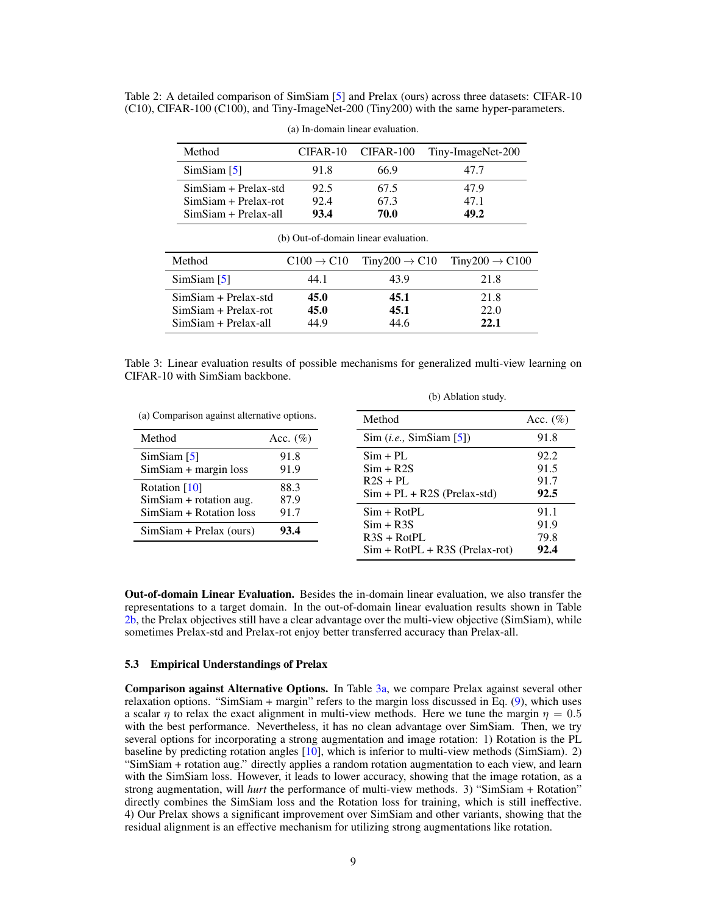Table 2: A detailed comparison of SimSiam [5] and Prelax (ours) across three datasets: CIFAR-10 (C10), CIFAR-100 (C100), and Tiny-ImageNet-200 (Tiny200) with the same hyper-parameters.

(a) In-domain linear evaluation.

| Method | CIFAR-10 | CIFAR-100 | Tiny-ImageNet-200 |
|---|---|---|---|
| SimSiam [5] | 91.8 | 66.9 | 47.7 |
| SimSiam + Prelax-std | 92.5 | 67.5 | 47.9 |
| SimSiam + Prelax-rot | 92.4 | 67.3 | 47.1 |
| SimSiam + Prelax-all | **93.4** | **70.0** | **49.2** |

(b) Out-of-domain linear evaluation.

| Method | C100 → C10 | Tiny200 → C10 | Tiny200 → C100 |
|---|---|---|---|
| SimSiam [5] | 44.1 | 43.9 | 21.8 |
| SimSiam + Prelax-std | **45.0** | **45.1** | 21.8 |
| SimSiam + Prelax-rot | **45.0** | **45.1** | 22.0 |
| SimSiam + Prelax-all | 44.9 | 44.6 | **22.1** |

Table 3: Linear evaluation results of possible mechanisms for generalized multi-view learning on CIFAR-10 with SimSiam backbone.

(a) Comparison against alternative options.

| Method | Acc. (%) |
|---|---|
| SimSiam [5] | 91.8 |
| SimSiam + margin loss | 91.9 |
| Rotation [10] | 88.3 |
| SimSiam + rotation aug. | 87.9 |
| SimSiam + Rotation loss | 91.7 |
| SimSiam + Prelax (ours) | **93.4** |

(b) Ablation study.

| Method | Acc. (%) |
|---|---|
| Sim (*i.e.,* SimSiam [5]) | 91.8 |
| Sim + PL | 92.2 |
| Sim + R2S | 91.5 |
| R2S + PL | 91.7 |
| Sim + PL + R2S (Prelax-std) | **92.5** |
| Sim + RotPL | 91.1 |
| Sim + R3S | 91.9 |
| R3S + RotPL | 79.8 |
| Sim + RotPL + R3S (Prelax-rot) | **92.4** |

**Out-of-domain Linear Evaluation.** Besides the in-domain linear evaluation, we also transfer the representations to a target domain. In the out-of-domain linear evaluation results shown in Table 2b, the Prelax objectives still have a clear advantage over the multi-view objective (SimSiam), while sometimes Prelax-std and Prelax-rot enjoy better transferred accuracy than Prelax-all.

### 5.3 Empirical Understandings of Prelax

**Comparison against Alternative Options.** In Table 3a, we compare Prelax against several other relaxation options. "SimSiam + margin" refers to the margin loss discussed in Eq. (9), which uses a scalar $\eta$ to relax the exact alignment in multi-view methods. Here we tune the margin $\eta = 0.5$ with the best performance. Nevertheless, it has no clean advantage over SimSiam. Then, we try several options for incorporating a strong augmentation and image rotation: 1) Rotation is the PL baseline by predicting rotation angles [10], which is inferior to multi-view methods (SimSiam). 2) "SimSiam + rotation aug." directly applies a random rotation augmentation to each view, and learn with the SimSiam loss. However, it leads to lower accuracy, showing that the image rotation, as a strong augmentation, will *hurt* the performance of multi-view methods. 3) "SimSiam + Rotation" directly combines the SimSiam loss and the Rotation loss for training, which is still ineffective. 4) Our Prelax shows a significant improvement over SimSiam and other variants, showing that the residual alignment is an effective mechanism for utilizing strong augmentations like rotation.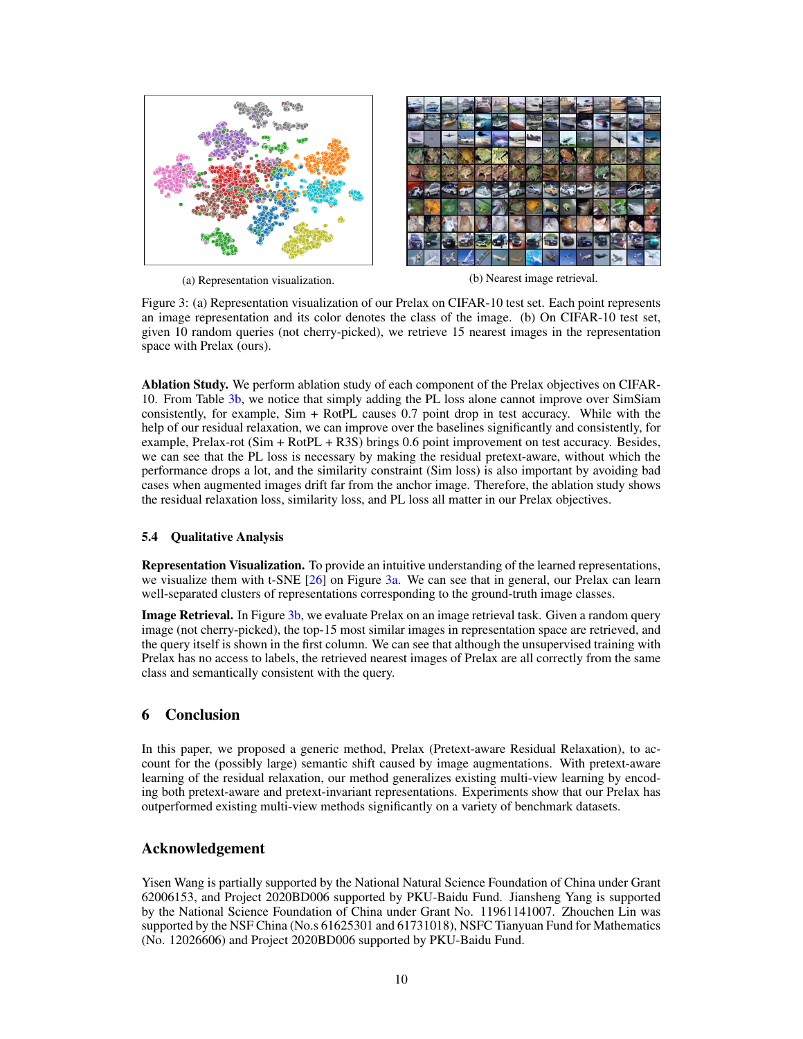(a) Representation visualization.

(b) Nearest image retrieval.

Figure 3: (a) Representation visualization of our Prelax on CIFAR-10 test set. Each point represents an image representation and its color denotes the class of the image. (b) On CIFAR-10 test set, given 10 random queries (not cherry-picked), we retrieve 15 nearest images in the representation space with Prelax (ours).

**Ablation Study.** We perform ablation study of each component of the Prelax objectives on CIFAR-10. From Table 3b, we notice that simply adding the PL loss alone cannot improve over SimSiam consistently, for example, Sim + RotPL causes 0.7 point drop in test accuracy. While with the help of our residual relaxation, we can improve over the baselines significantly and consistently, for example, Prelax-rot (Sim + RotPL + R3S) brings 0.6 point improvement on test accuracy. Besides, we can see that the PL loss is necessary by making the residual pretext-aware, without which the performance drops a lot, and the similarity constraint (Sim loss) is also important by avoiding bad cases when augmented images drift far from the anchor image. Therefore, the ablation study shows the residual relaxation loss, similarity loss, and PL loss all matter in our Prelax objectives.

### 5.4 Qualitative Analysis

**Representation Visualization.** To provide an intuitive understanding of the learned representations, we visualize them with t-SNE [26] on Figure 3a. We can see that in general, our Prelax can learn well-separated clusters of representations corresponding to the ground-truth image classes.

**Image Retrieval.** In Figure 3b, we evaluate Prelax on an image retrieval task. Given a random query image (not cherry-picked), the top-15 most similar images in representation space are retrieved, and the query itself is shown in the first column. We can see that although the unsupervised training with Prelax has no access to labels, the retrieved nearest images of Prelax are all correctly from the same class and semantically consistent with the query.

## 6 Conclusion

In this paper, we proposed a generic method, Prelax (Pretext-aware Residual Relaxation), to account for the (possibly large) semantic shift caused by image augmentations. With pretext-aware learning of the residual relaxation, our method generalizes existing multi-view learning by encoding both pretext-aware and pretext-invariant representations. Experiments show that our Prelax has outperformed existing multi-view methods significantly on a variety of benchmark datasets.

## Acknowledgement

Yisen Wang is partially supported by the National Natural Science Foundation of China under Grant 62006153, and Project 2020BD006 supported by PKU-Baidu Fund. Jiansheng Yang is supported by the National Science Foundation of China under Grant No. 11961141007. Zhouchen Lin was supported by the NSF China (No.s 61625301 and 61731018), NSFC Tianyuan Fund for Mathematics (No. 12026606) and Project 2020BD006 supported by PKU-Baidu Fund.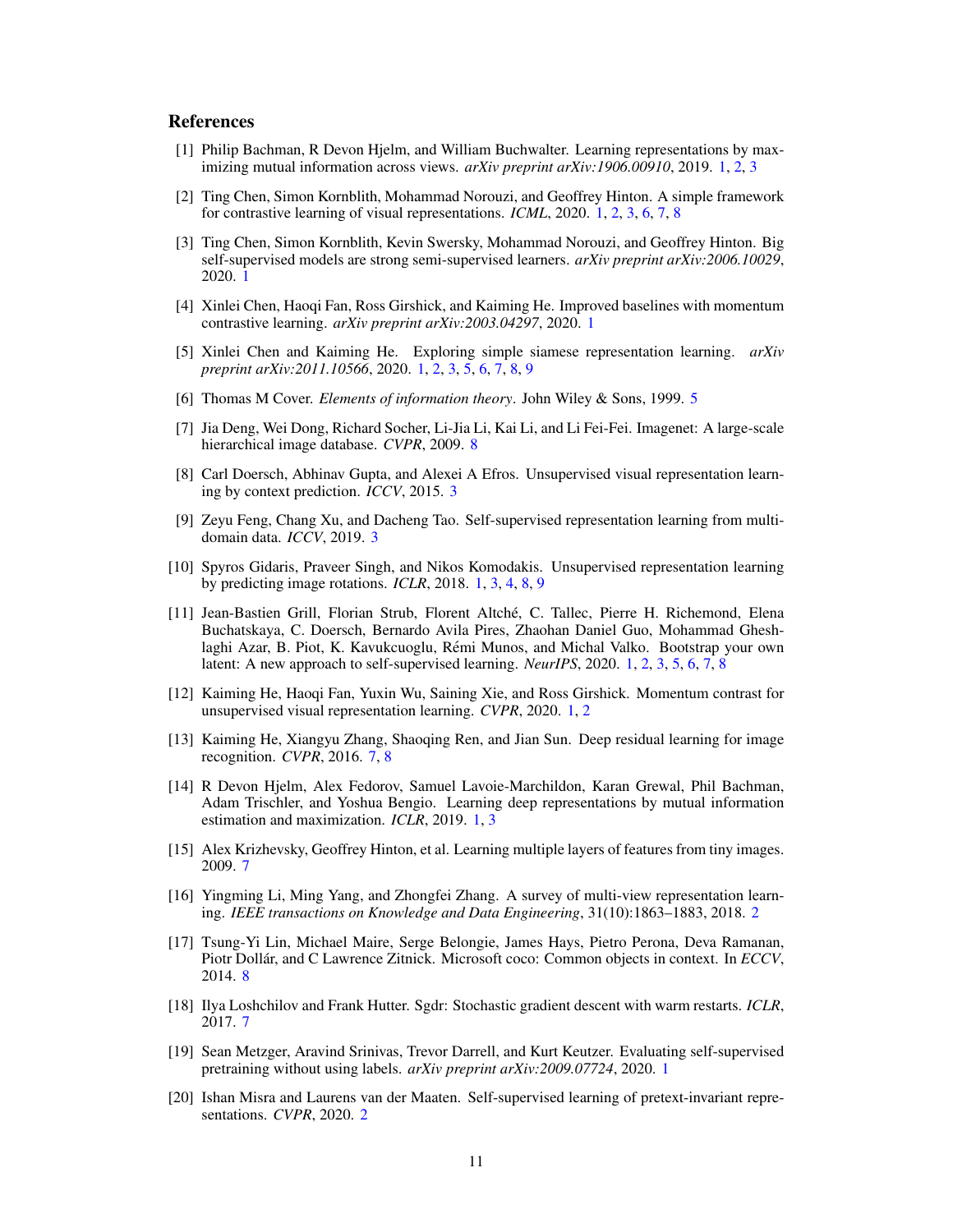## References

[1] Philip Bachman, R Devon Hjelm, and William Buchwalter. Learning representations by maximizing mutual information across views. *arXiv preprint arXiv:1906.00910*, 2019. 1, 2, 3

[2] Ting Chen, Simon Kornblith, Mohammad Norouzi, and Geoffrey Hinton. A simple framework for contrastive learning of visual representations. *ICML*, 2020. 1, 2, 3, 6, 7, 8

[3] Ting Chen, Simon Kornblith, Kevin Swersky, Mohammad Norouzi, and Geoffrey Hinton. Big self-supervised models are strong semi-supervised learners. *arXiv preprint arXiv:2006.10029*, 2020. 1

[4] Xinlei Chen, Haoqi Fan, Ross Girshick, and Kaiming He. Improved baselines with momentum contrastive learning. *arXiv preprint arXiv:2003.04297*, 2020. 1

[5] Xinlei Chen and Kaiming He. Exploring simple siamese representation learning. *arXiv preprint arXiv:2011.10566*, 2020. 1, 2, 3, 5, 6, 7, 8, 9

[6] Thomas M Cover. *Elements of information theory*. John Wiley & Sons, 1999. 5

[7] Jia Deng, Wei Dong, Richard Socher, Li-Jia Li, Kai Li, and Li Fei-Fei. Imagenet: A large-scale hierarchical image database. *CVPR*, 2009. 8

[8] Carl Doersch, Abhinav Gupta, and Alexei A Efros. Unsupervised visual representation learning by context prediction. *ICCV*, 2015. 3

[9] Zeyu Feng, Chang Xu, and Dacheng Tao. Self-supervised representation learning from multi-domain data. *ICCV*, 2019. 3

[10] Spyros Gidaris, Praveer Singh, and Nikos Komodakis. Unsupervised representation learning by predicting image rotations. *ICLR*, 2018. 1, 3, 4, 8, 9

[11] Jean-Bastien Grill, Florian Strub, Florent Altché, C. Tallec, Pierre H. Richemond, Elena Buchatskaya, C. Doersch, Bernardo Avila Pires, Zhaohan Daniel Guo, Mohammad Gheshlaghi Azar, B. Piot, K. Kavukcuoglu, Rémi Munos, and Michal Valko. Bootstrap your own latent: A new approach to self-supervised learning. *NeurIPS*, 2020. 1, 2, 3, 5, 6, 7, 8

[12] Kaiming He, Haoqi Fan, Yuxin Wu, Saining Xie, and Ross Girshick. Momentum contrast for unsupervised visual representation learning. *CVPR*, 2020. 1, 2

[13] Kaiming He, Xiangyu Zhang, Shaoqing Ren, and Jian Sun. Deep residual learning for image recognition. *CVPR*, 2016. 7, 8

[14] R Devon Hjelm, Alex Fedorov, Samuel Lavoie-Marchildon, Karan Grewal, Phil Bachman, Adam Trischler, and Yoshua Bengio. Learning deep representations by mutual information estimation and maximization. *ICLR*, 2019. 1, 3

[15] Alex Krizhevsky, Geoffrey Hinton, et al. Learning multiple layers of features from tiny images. 2009. 7

[16] Yingming Li, Ming Yang, and Zhongfei Zhang. A survey of multi-view representation learning. *IEEE transactions on Knowledge and Data Engineering*, 31(10):1863–1883, 2018. 2

[17] Tsung-Yi Lin, Michael Maire, Serge Belongie, James Hays, Pietro Perona, Deva Ramanan, Piotr Dollár, and C Lawrence Zitnick. Microsoft coco: Common objects in context. In *ECCV*, 2014. 8

[18] Ilya Loshchilov and Frank Hutter. Sgdr: Stochastic gradient descent with warm restarts. *ICLR*, 2017. 7

[19] Sean Metzger, Aravind Srinivas, Trevor Darrell, and Kurt Keutzer. Evaluating self-supervised pretraining without using labels. *arXiv preprint arXiv:2009.07724*, 2020. 1

[20] Ishan Misra and Laurens van der Maaten. Self-supervised learning of pretext-invariant representations. *CVPR*, 2020. 2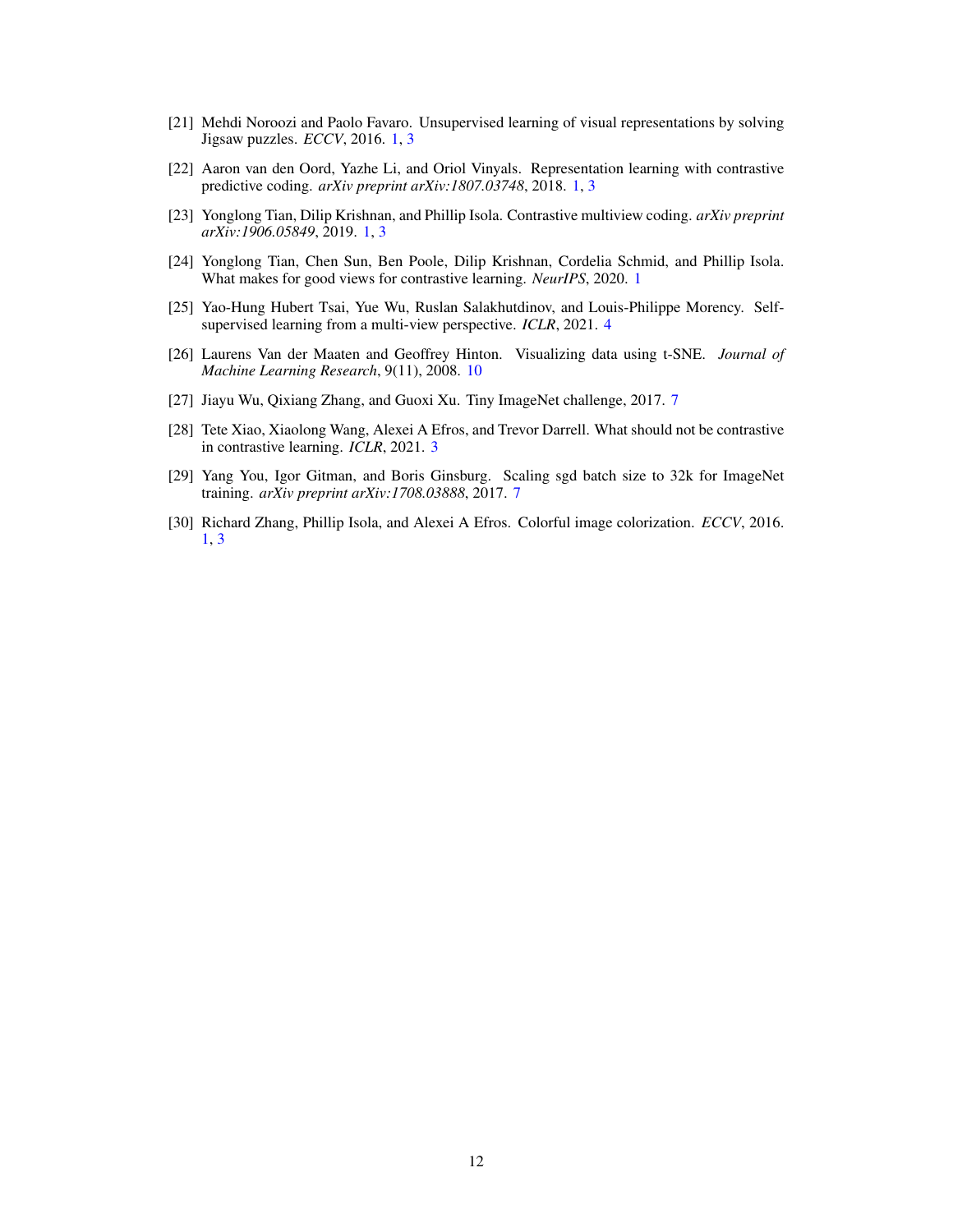[21] Mehdi Noroozi and Paolo Favaro. Unsupervised learning of visual representations by solving Jigsaw puzzles. *ECCV*, 2016. 1, 3

[22] Aaron van den Oord, Yazhe Li, and Oriol Vinyals. Representation learning with contrastive predictive coding. *arXiv preprint arXiv:1807.03748*, 2018. 1, 3

[23] Yonglong Tian, Dilip Krishnan, and Phillip Isola. Contrastive multiview coding. *arXiv preprint arXiv:1906.05849*, 2019. 1, 3

[24] Yonglong Tian, Chen Sun, Ben Poole, Dilip Krishnan, Cordelia Schmid, and Phillip Isola. What makes for good views for contrastive learning. *NeurIPS*, 2020. 1

[25] Yao-Hung Hubert Tsai, Yue Wu, Ruslan Salakhutdinov, and Louis-Philippe Morency. Self-supervised learning from a multi-view perspective. *ICLR*, 2021. 4

[26] Laurens Van der Maaten and Geoffrey Hinton. Visualizing data using t-SNE. *Journal of Machine Learning Research*, 9(11), 2008. 10

[27] Jiayu Wu, Qixiang Zhang, and Guoxi Xu. Tiny ImageNet challenge, 2017. 7

[28] Tete Xiao, Xiaolong Wang, Alexei A Efros, and Trevor Darrell. What should not be contrastive in contrastive learning. *ICLR*, 2021. 3

[29] Yang You, Igor Gitman, and Boris Ginsburg. Scaling sgd batch size to 32k for ImageNet training. *arXiv preprint arXiv:1708.03888*, 2017. 7

[30] Richard Zhang, Phillip Isola, and Alexei A Efros. Colorful image colorization. *ECCV*, 2016. 1, 3